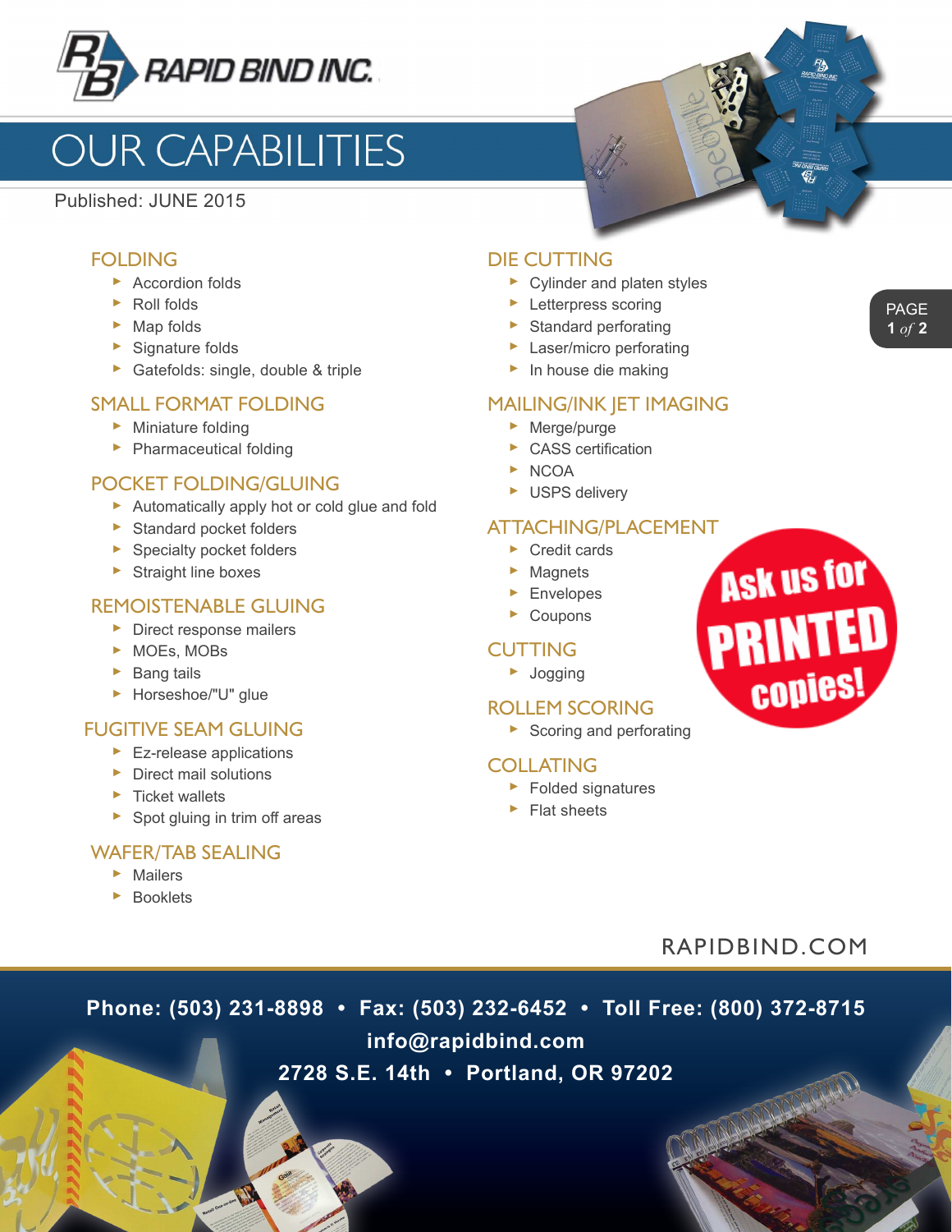# RAPID BIND INC.

## OUR CAPABILITIES

Published: JUNE 2015

### FOLDING

- Accordion folds
- Roll folds
- Map folds
- Signature folds
- Gatefolds: single, double & triple

### SMALL FORMAT FOLDING

- Miniature folding
- Pharmaceutical folding

### POCKET FOLDING/GLUING

- Automatically apply hot or cold glue and fold
- Standard pocket folders
- Specialty pocket folders
- Straight line boxes

### REMOISTENABLE GLUING

- Direct response mailers
- MOEs, MOBs
- Bang tails
- Horseshoe/"U" glue

### FUGITIVE SEAM GLUING

- Ez-release applications
- Direct mail solutions
- Ticket wallets
- Spot gluing in trim off areas

### WAFER/TAB SEALING

- Mailers
- Booklets

### DIE CUTTING

- Cylinder and platen styles
- Letterpress scoring
- Standard perforating
- Laser/micro perforating
- In house die making

### MAILING/INK JET IMAGING

- Merge/purge
- CASS certification
- NCOA
- USPS delivery

### ATTACHING/PLACEMENT

- Credit cards
- Magnets
- Envelopes
- Coupons

### CUTTING

- Jogging

### ROLLEM SCORING

- Scoring and perforating

### COLLATING

- Folded signatures
- Flat sheets

**Ask us for PRINTED copies!**

RAPIDBIND.COM

**Phone: (503) 231-8898 • Fax: (503) 232-6452 • Toll Free: (800) 372-8715**
**info@rapidbind.com**
**2728 S.E. 14th • Portland, OR 97202**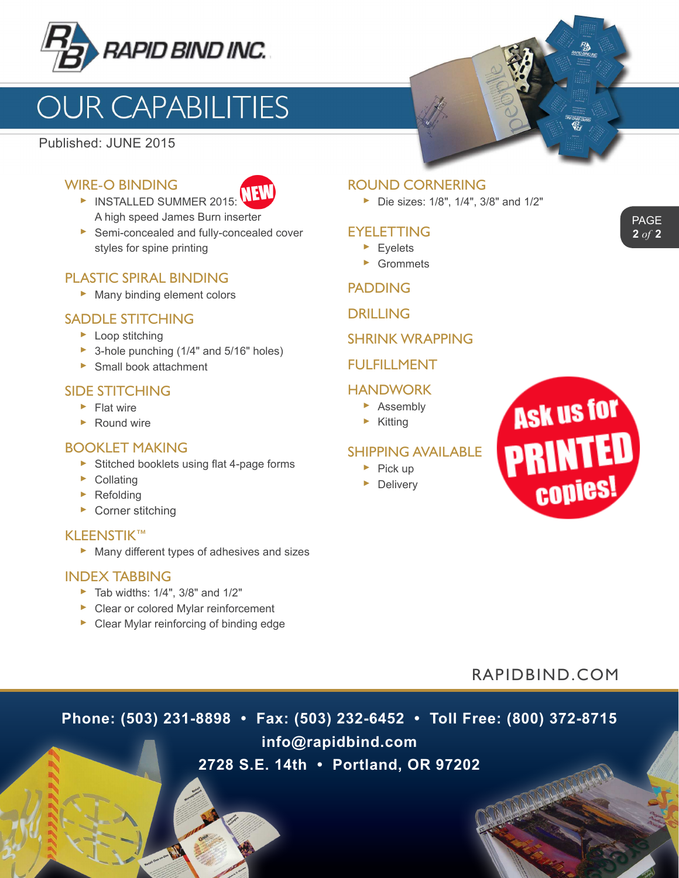# RAPID BIND INC.

## OUR CAPABILITIES

Published: JUNE 2015

### WIRE-O BINDING

- INSTALLED SUMMER 2015: NEW A high speed James Burn inserter
- Semi-concealed and fully-concealed cover styles for spine printing

### PLASTIC SPIRAL BINDING

- Many binding element colors

### SADDLE STITCHING

- Loop stitching
- 3-hole punching (1/4" and 5/16" holes)
- Small book attachment

### SIDE STITCHING

- Flat wire
- Round wire

### BOOKLET MAKING

- Stitched booklets using flat 4-page forms
- Collating
- Refolding
- Corner stitching

### KLEENSTIK™

- Many different types of adhesives and sizes

### INDEX TABBING

- Tab widths: 1/4", 3/8" and 1/2"
- Clear or colored Mylar reinforcement
- Clear Mylar reinforcing of binding edge

### ROUND CORNERING

- Die sizes: 1/8", 1/4", 3/8" and 1/2"

### EYELETTING

- Eyelets
- Grommets

### PADDING

### DRILLING

### SHRINK WRAPPING

### FULFILLMENT

### HANDWORK

- Assembly
- Kitting

### SHIPPING AVAILABLE

- Pick up
- Delivery

**Ask us for PRINTED copies!**

RAPIDBIND.COM

**Phone: (503) 231-8898 • Fax: (503) 232-6452 • Toll Free: (800) 372-8715**
**info@rapidbind.com**
**2728 S.E. 14th • Portland, OR 97202**